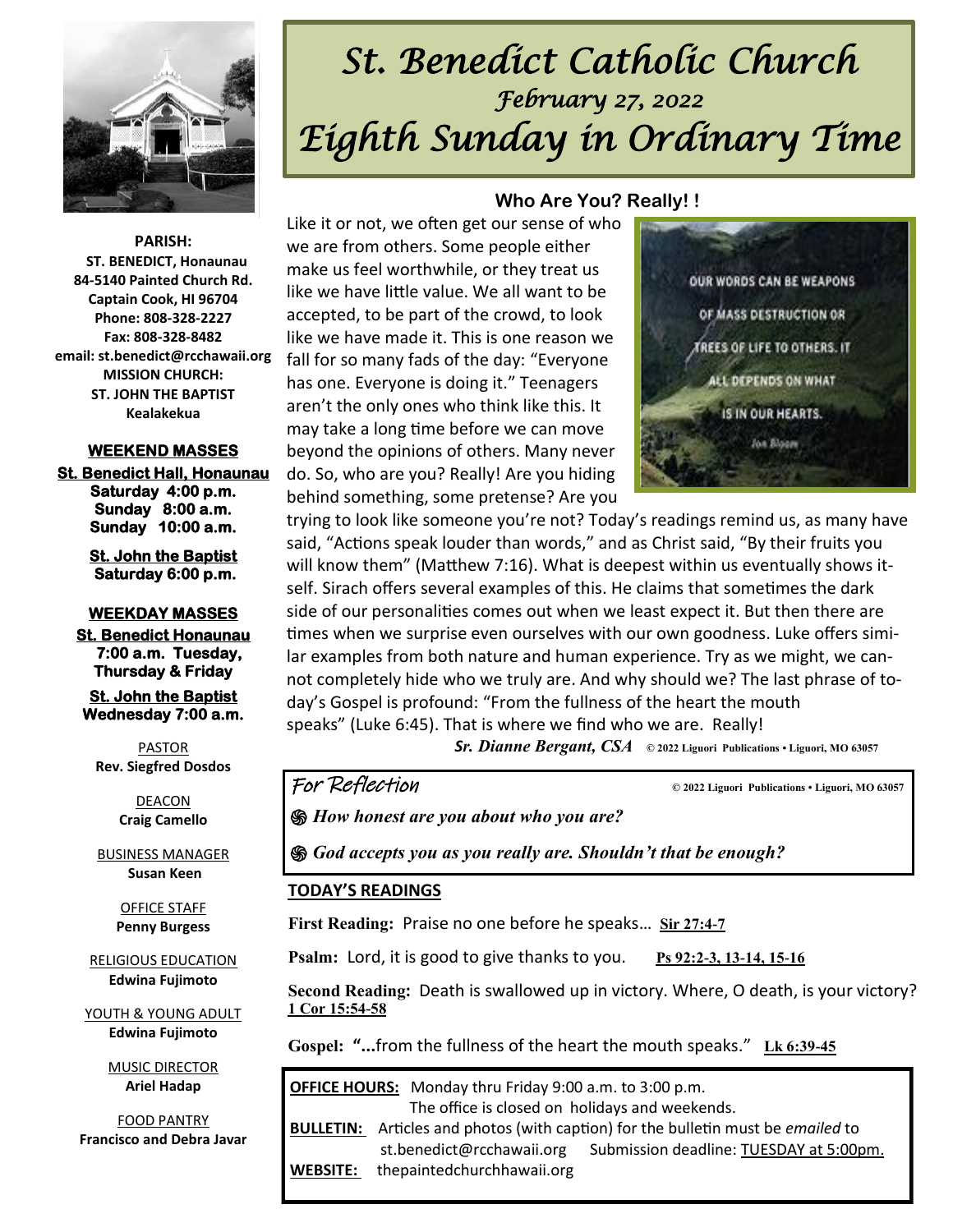# St. Benedict Catholic Church

## February 27, 2022

# Eighth Sunday in Ordinary Time

**PARISH:**
**ST. BENEDICT, Honaunau**
**84-5140 Painted Church Rd.**
**Captain Cook, HI 96704**
**Phone: 808-328-2227**
**Fax: 808-328-8482**
**email: st.benedict@rcchawaii.org**
**MISSION CHURCH:**
**ST. JOHN THE BAPTIST**
**Kealakekua**

**WEEKEND MASSES**

**St. Benedict Hall, Honaunau**
**Saturday 4:00 p.m.**
**Sunday 8:00 a.m.**
**Sunday 10:00 a.m.**

**St. John the Baptist**
**Saturday 6:00 p.m.**

**WEEKDAY MASSES**

**St. Benedict Honaunau**
**7:00 a.m. Tuesday, Thursday & Friday**

**St. John the Baptist**
**Wednesday 7:00 a.m.**

PASTOR
**Rev. Siegfred Dosdos**

DEACON
**Craig Camello**

BUSINESS MANAGER
**Susan Keen**

OFFICE STAFF
**Penny Burgess**

RELIGIOUS EDUCATION
**Edwina Fujimoto**

YOUTH & YOUNG ADULT
**Edwina Fujimoto**

MUSIC DIRECTOR
**Ariel Hadap**

FOOD PANTRY
**Francisco and Debra Javar**

### Who Are You? Really! !

Like it or not, we often get our sense of who we are from others. Some people either make us feel worthwhile, or they treat us like we have little value. We all want to be accepted, to be part of the crowd, to look like we have made it. This is one reason we fall for so many fads of the day: "Everyone has one. Everyone is doing it." Teenagers aren't the only ones who think like this. It may take a long time before we can move beyond the opinions of others. Many never do. So, who are you? Really! Are you hiding behind something, some pretense? Are you trying to look like someone you're not? Today's readings remind us, as many have said, "Actions speak louder than words," and as Christ said, "By their fruits you will know them" (Matthew 7:16). What is deepest within us eventually shows itself. Sirach offers several examples of this. He claims that sometimes the dark side of our personalities comes out when we least expect it. But then there are times when we surprise even ourselves with our own goodness. Luke offers similar examples from both nature and human experience. Try as we might, we cannot completely hide who we truly are. And why should we? The last phrase of today's Gospel is profound: "From the fullness of the heart the mouth speaks" (Luke 6:45). That is where we find who we are. Really!

OUR WORDS CAN BE WEAPONS OF MASS DESTRUCTION OR TREES OF LIFE TO OTHERS. IT ALL DEPENDS ON WHAT IS IN OUR HEARTS. Jon Bloom

*Sr. Dianne Bergant, CSA* © 2022 Liguori Publications • Liguori, MO 63057

### For Reflection

© 2022 Liguori Publications • Liguori, MO 63057

- ***How honest are you about who you are?***
- ***God accepts you as you really are. Shouldn't that be enough?***

### TODAY'S READINGS

**First Reading:** Praise no one before he speaks… **Sir 27:4-7**

**Psalm:** Lord, it is good to give thanks to you. **Ps 92:2-3, 13-14, 15-16**

**Second Reading:** Death is swallowed up in victory. Where, O death, is your victory? **1 Cor 15:54-58**

**Gospel:** "...from the fullness of the heart the mouth speaks." **Lk 6:39-45**

**OFFICE HOURS:** Monday thru Friday 9:00 a.m. to 3:00 p.m.
The office is closed on holidays and weekends.

**BULLETIN:** Articles and photos (with caption) for the bulletin must be *emailed* to st.benedict@rcchawaii.org Submission deadline: TUESDAY at 5:00pm.

**WEBSITE:** thepaintedchurchhawaii.org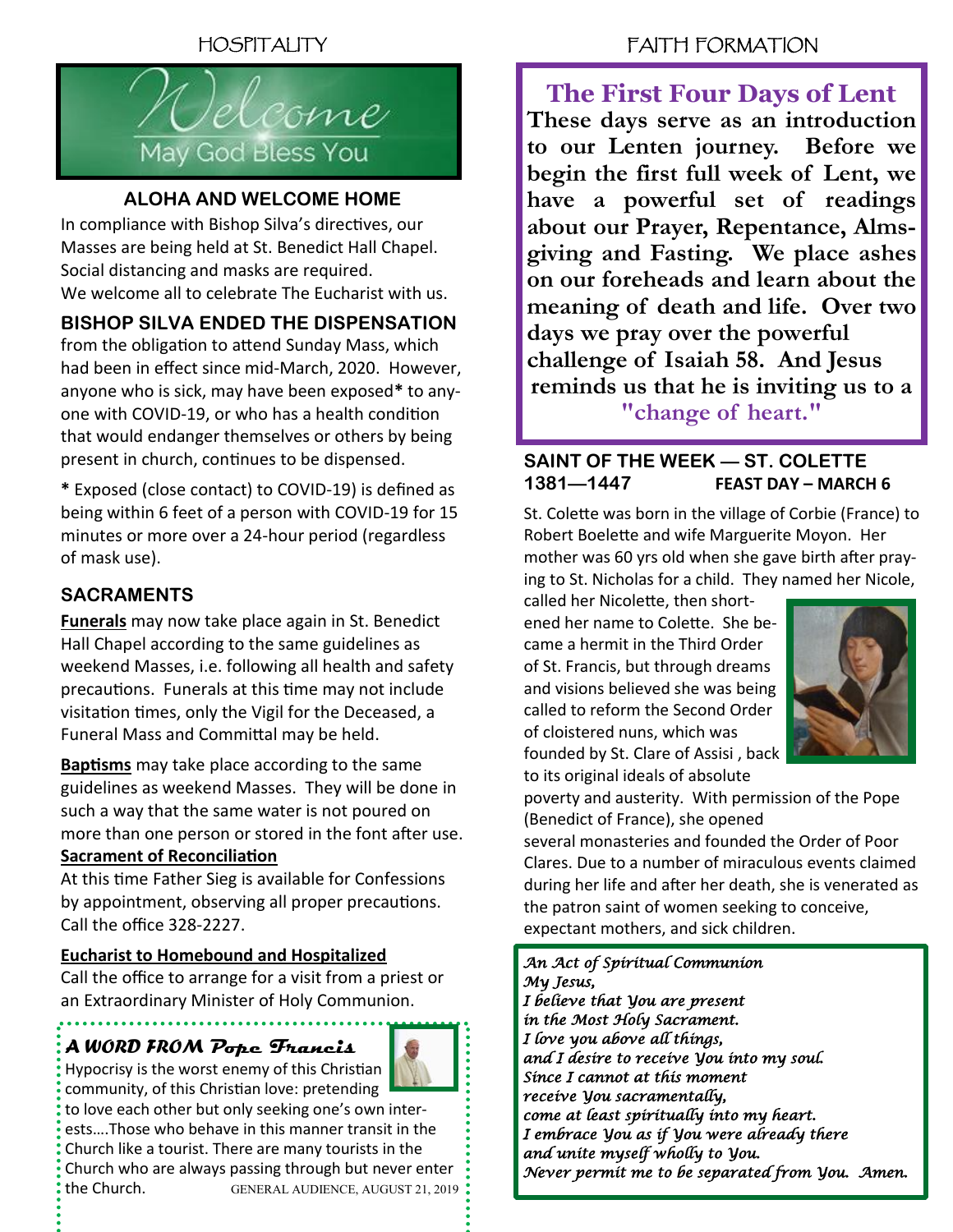## HOSPITALITY

Welcome
May God Bless You

### ALOHA AND WELCOME HOME

In compliance with Bishop Silva's directives, our Masses are being held at St. Benedict Hall Chapel. Social distancing and masks are required.
We welcome all to celebrate The Eucharist with us.

### BISHOP SILVA ENDED THE DISPENSATION

from the obligation to attend Sunday Mass, which had been in effect since mid-March, 2020. However, anyone who is sick, may have been exposed* to anyone with COVID-19, or who has a health condition that would endanger themselves or others by being present in church, continues to be dispensed.

* Exposed (close contact) to COVID-19) is defined as being within 6 feet of a person with COVID-19 for 15 minutes or more over a 24-hour period (regardless of mask use).

### SACRAMENTS

**Funerals** may now take place again in St. Benedict Hall Chapel according to the same guidelines as weekend Masses, i.e. following all health and safety precautions. Funerals at this time may not include visitation times, only the Vigil for the Deceased, a Funeral Mass and Committal may be held.

**Baptisms** may take place according to the same guidelines as weekend Masses. They will be done in such a way that the same water is not poured on more than one person or stored in the font after use.

**Sacrament of Reconciliation**

At this time Father Sieg is available for Confessions by appointment, observing all proper precautions. Call the office 328-2227.

**Eucharist to Homebound and Hospitalized**

Call the office to arrange for a visit from a priest or an Extraordinary Minister of Holy Communion.

### *A WORD FROM Pope Francis*

Hypocrisy is the worst enemy of this Christian community, of this Christian love: pretending to love each other but only seeking one's own interests….Those who behave in this manner transit in the Church like a tourist. There are many tourists in the Church who are always passing through but never enter the Church.

GENERAL AUDIENCE, AUGUST 21, 2019

## FAITH FORMATION

### The First Four Days of Lent

**These days serve as an introduction to our Lenten journey. Before we begin the first full week of Lent, we have a powerful set of readings about our Prayer, Repentance, Almsgiving and Fasting. We place ashes on our foreheads and learn about the meaning of death and life. Over two days we pray over the powerful challenge of Isaiah 58. And Jesus reminds us that he is inviting us to a "change of heart."**

### SAINT OF THE WEEK — ST. COLETTE 1381—1447 FEAST DAY – MARCH 6

St. Colette was born in the village of Corbie (France) to Robert Boelette and wife Marguerite Moyon. Her mother was 60 yrs old when she gave birth after praying to St. Nicholas for a child. They named her Nicole, called her Nicolette, then shortened her name to Colette. She became a hermit in the Third Order of St. Francis, but through dreams and visions believed she was being called to reform the Second Order of cloistered nuns, which was founded by St. Clare of Assisi , back to its original ideals of absolute poverty and austerity. With permission of the Pope (Benedict of France), she opened several monasteries and founded the Order of Poor Clares. Due to a number of miraculous events claimed during her life and after her death, she is venerated as the patron saint of women seeking to conceive, expectant mothers, and sick children.

*An Act of Spiritual Communion*
*My Jesus,*
*I believe that You are present*
*in the Most Holy Sacrament.*
*I love you above all things,*
*and I desire to receive You into my soul.*
*Since I cannot at this moment*
*receive You sacramentally,*
*come at least spiritually into my heart.*
*I embrace You as if You were already there*
*and unite myself wholly to You.*
*Never permit me to be separated from You. Amen.*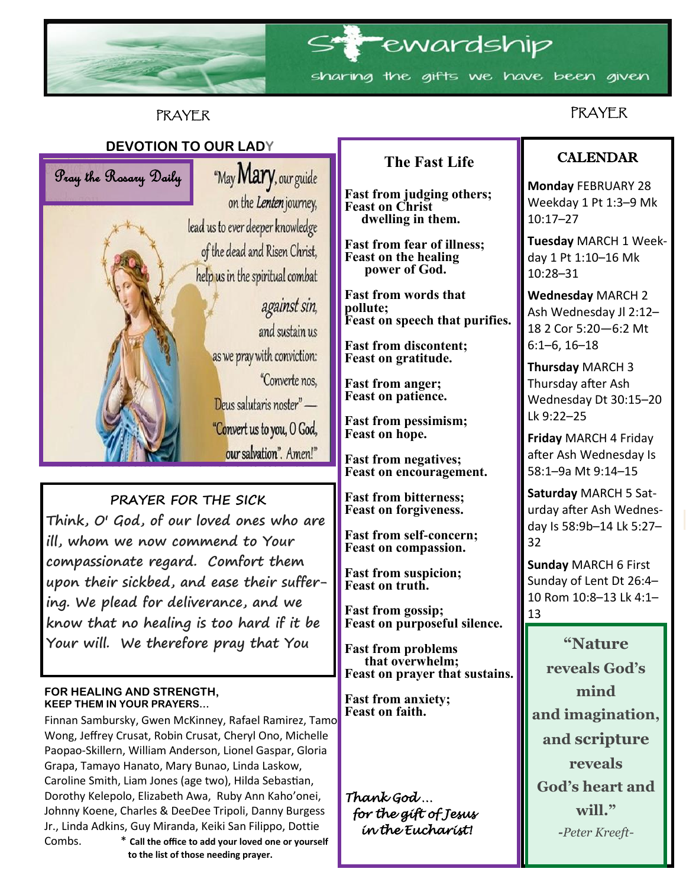# Stewardship

sharing the gifts we have been given

PRAYER

## DEVOTION TO OUR LADY

**Pray the Rosary Daily**

"May Mary, our guide on the Lenten journey, lead us to ever deeper knowledge of the dead and Risen Christ, help us in the spiritual combat against sin, and sustain us as we pray with conviction: "Converte nos, Deus salutaris noster" — "Convert us to you, O God, our salvation". Amen!"

## PRAYER FOR THE SICK

Think, O' God, of our loved ones who are ill, whom we now commend to Your compassionate regard. Comfort them upon their sickbed, and ease their suffering. We plead for deliverance, and we know that no healing is too hard if it be Your will. We therefore pray that You

**FOR HEALING AND STRENGTH, KEEP THEM IN YOUR PRAYERS...**

Finnan Sambursky, Gwen McKinney, Rafael Ramirez, Tamo Wong, Jeffrey Crusat, Robin Crusat, Cheryl Ono, Michelle Paopao-Skillern, William Anderson, Lionel Gaspar, Gloria Grapa, Tamayo Hanato, Mary Bunao, Linda Laskow, Caroline Smith, Liam Jones (age two), Hilda Sebastian, Dorothy Kelepolo, Elizabeth Awa, Ruby Ann Kaho'onei, Johnny Koene, Charles & DeeDee Tripoli, Danny Burgess Jr., Linda Adkins, Guy Miranda, Keiki San Filippo, Dottie Combs.

\* **Call the office to add your loved one or yourself to the list of those needing prayer.**

## The Fast Life

**Fast from judging others;**
**Feast on Christ dwelling in them.**

**Fast from fear of illness;**
**Feast on the healing power of God.**

**Fast from words that pollute;**
**Feast on speech that purifies.**

**Fast from discontent;**
**Feast on gratitude.**

**Fast from anger;**
**Feast on patience.**

**Fast from pessimism;**
**Feast on hope.**

**Fast from negatives;**
**Feast on encouragement.**

**Fast from bitterness;**
**Feast on forgiveness.**

**Fast from self-concern;**
**Feast on compassion.**

**Fast from suspicion;**
**Feast on truth.**

**Fast from gossip;**
**Feast on purposeful silence.**

**Fast from problems that overwhelm;**
**Feast on prayer that sustains.**

**Fast from anxiety;**
**Feast on faith.**

*Thank God... for the gift of Jesus in the Eucharist!*

PRAYER

## CALENDAR

**Monday** FEBRUARY 28 Weekday 1 Pt 1:3–9 Mk 10:17–27

**Tuesday** MARCH 1 Weekday 1 Pt 1:10–16 Mk 10:28–31

**Wednesday** MARCH 2 Ash Wednesday Jl 2:12–18 2 Cor 5:20—6:2 Mt 6:1–6, 16–18

**Thursday** MARCH 3 Thursday after Ash Wednesday Dt 30:15–20 Lk 9:22–25

**Friday** MARCH 4 Friday after Ash Wednesday Is 58:1–9a Mt 9:14–15

**Saturday** MARCH 5 Saturday after Ash Wednesday Is 58:9b–14 Lk 5:27–32

**Sunday** MARCH 6 First Sunday of Lent Dt 26:4–10 Rom 10:8–13 Lk 4:1–13

**"Nature reveals God's mind and imagination, and scripture reveals God's heart and will."**

*-Peter Kreeft-*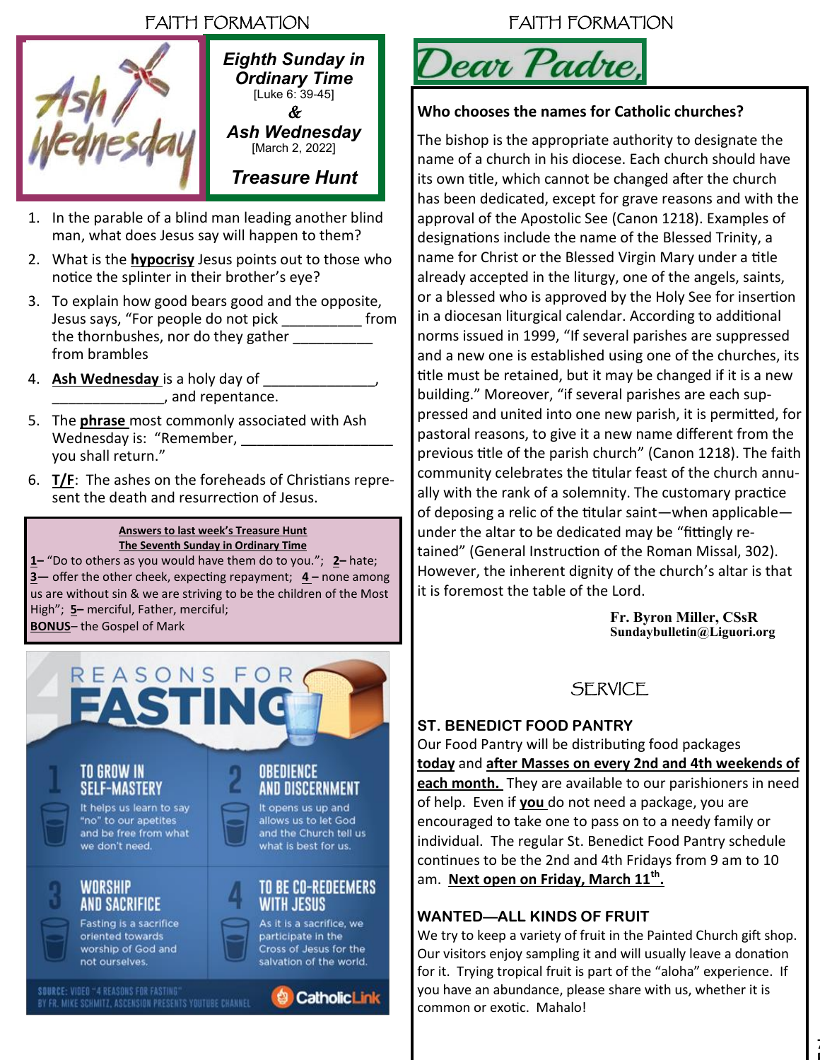# FAITH FORMATION

Ash Wednesday

### *Eighth Sunday in Ordinary Time*
[Luke 6: 39-45]
***&***
### *Ash Wednesday*
[March 2, 2022]

### *Treasure Hunt*

1. In the parable of a blind man leading another blind man, what does Jesus say will happen to them?
2. What is the **hypocrisy** Jesus points out to those who notice the splinter in their brother's eye?
3. To explain how good bears good and the opposite, Jesus says, "For people do not pick __________ from the thornbushes, nor do they gather __________ from brambles
4. **Ash Wednesday** is a holy day of ______________, ______________, and repentance.
5. The **phrase** most commonly associated with Ash Wednesday is: "Remember, ___________________ you shall return."
6. **T/F**: The ashes on the foreheads of Christians represent the death and resurrection of Jesus.

**Answers to last week's Treasure Hunt**
**The Seventh Sunday in Ordinary Time**

**1**– "Do to others as you would have them do to you."; **2**– hate; **3**— offer the other cheek, expecting repayment; **4** – none among us are without sin & we are striving to be the children of the Most High"; **5**– merciful, Father, merciful;
**BONUS**– the Gospel of Mark

4 REASONS FOR FASTING

1 TO GROW IN SELF-MASTERY
It helps us learn to say "no" to our apetites and be free from what we don't need.

2 OBEDIENCE AND DISCERNMENT
It opens us up and allows us to let God and the Church tell us what is best for us.

3 WORSHIP AND SACRIFICE
Fasting is a sacrifice oriented towards worship of God and not ourselves.

4 TO BE CO-REDEEMERS WITH JESUS
As it is a sacrifice, we participate in the Cross of Jesus for the salvation of the world.

SOURCE: VIDEO "4 REASONS FOR FASTING" BY FR. MIKE SCHMITZ, ASCENSION PRESENTS YOUTUBE CHANNEL

CatholicLink

# FAITH FORMATION

## Dear Padre,

**Who chooses the names for Catholic churches?**

The bishop is the appropriate authority to designate the name of a church in his diocese. Each church should have its own title, which cannot be changed after the church has been dedicated, except for grave reasons and with the approval of the Apostolic See (Canon 1218). Examples of designations include the name of the Blessed Trinity, a name for Christ or the Blessed Virgin Mary under a title already accepted in the liturgy, one of the angels, saints, or a blessed who is approved by the Holy See for insertion in a diocesan liturgical calendar. According to additional norms issued in 1999, "If several parishes are suppressed and a new one is established using one of the churches, its title must be retained, but it may be changed if it is a new building." Moreover, "if several parishes are each suppressed and united into one new parish, it is permitted, for pastoral reasons, to give it a new name different from the previous title of the parish church" (Canon 1218). The faith community celebrates the titular feast of the church annually with the rank of a solemnity. The customary practice of deposing a relic of the titular saint—when applicable—under the altar to be dedicated may be "fittingly retained" (General Instruction of the Roman Missal, 302). However, the inherent dignity of the church's altar is that it is foremost the table of the Lord.

**Fr. Byron Miller, CSsR**
**Sundaybulletin@Liguori.org**

# SERVICE

### ST. BENEDICT FOOD PANTRY

Our Food Pantry will be distributing food packages **today** and **after Masses on every 2nd and 4th weekends of each month.** They are available to our parishioners in need of help. Even if **you** do not need a package, you are encouraged to take one to pass on to a needy family or individual. The regular St. Benedict Food Pantry schedule continues to be the 2nd and 4th Fridays from 9 am to 10 am. **Next open on Friday, March 11th.**

### WANTED—ALL KINDS OF FRUIT

We try to keep a variety of fruit in the Painted Church gift shop. Our visitors enjoy sampling it and will usually leave a donation for it. Trying tropical fruit is part of the "aloha" experience. If you have an abundance, please share with us, whether it is common or exotic. Mahalo!